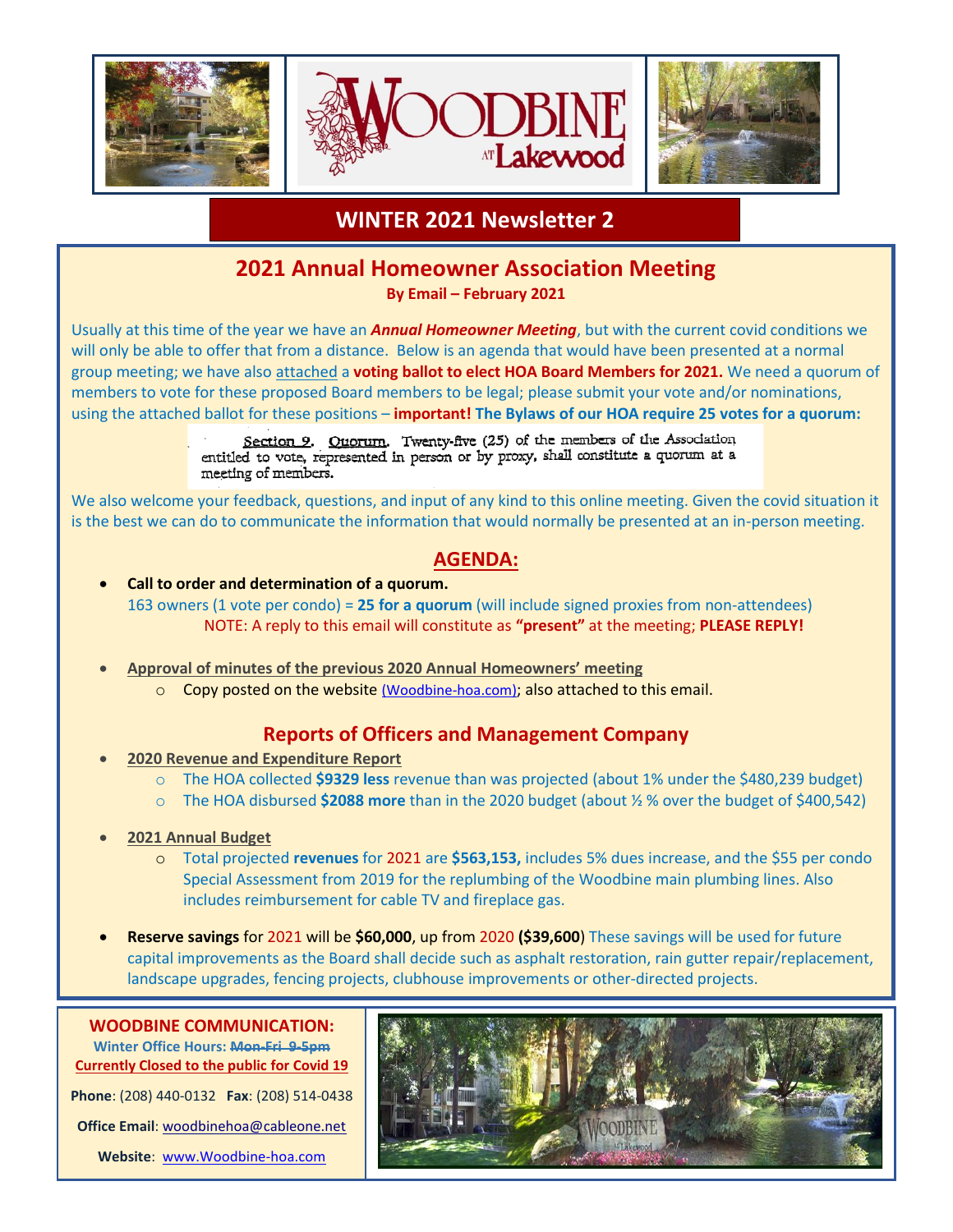WOODBINE AT Lakewood

# WINTER 2021 Newsletter 2

## 2021 Annual Homeowner Association Meeting

**By Email – February 2021**

Usually at this time of the year we have an ***Annual Homeowner Meeting***, but with the current covid conditions we will only be able to offer that from a distance. Below is an agenda that would have been presented at a normal group meeting; we have also attached a **voting ballot to elect HOA Board Members for 2021.** We need a quorum of members to vote for these proposed Board members to be legal; please submit your vote and/or nominations, using the attached ballot for these positions – **important! The Bylaws of our HOA require 25 votes for a quorum:**

> Section 9. Quorum. Twenty-five (25) of the members of the Association entitled to vote, represented in person or by proxy, shall constitute a quorum at a meeting of members.

We also welcome your feedback, questions, and input of any kind to this online meeting. Given the covid situation it is the best we can do to communicate the information that would normally be presented at an in-person meeting.

## AGENDA:

- **Call to order and determination of a quorum.**
  163 owners (1 vote per condo) = **25 for a quorum** (will include signed proxies from non-attendees)
  NOTE: A reply to this email will constitute as **"present"** at the meeting; **PLEASE REPLY!**

- **Approval of minutes of the previous 2020 Annual Homeowners' meeting**
  - Copy posted on the website (Woodbine-hoa.com); also attached to this email.

## Reports of Officers and Management Company

- **2020 Revenue and Expenditure Report**
  - The HOA collected **$9329 less** revenue than was projected (about 1% under the $480,239 budget)
  - The HOA disbursed **$2088 more** than in the 2020 budget (about ½ % over the budget of $400,542)

- **2021 Annual Budget**
  - Total projected **revenues** for 2021 are **$563,153,** includes 5% dues increase, and the $55 per condo Special Assessment from 2019 for the replumbing of the Woodbine main plumbing lines. Also includes reimbursement for cable TV and fireplace gas.

- **Reserve savings** for 2021 will be **$60,000**, up from 2020 (**$39,600**) These savings will be used for future capital improvements as the Board shall decide such as asphalt restoration, rain gutter repair/replacement, landscape upgrades, fencing projects, clubhouse improvements or other-directed projects.

**WOODBINE COMMUNICATION:**

**Winter Office Hours: ~~Mon-Fri 9-5pm~~**

**Currently Closed to the public for Covid 19**

**Phone**: (208) 440-0132 **Fax**: (208) 514-0438

**Office Email**: woodbinehoa@cableone.net

**Website**: www.Woodbine-hoa.com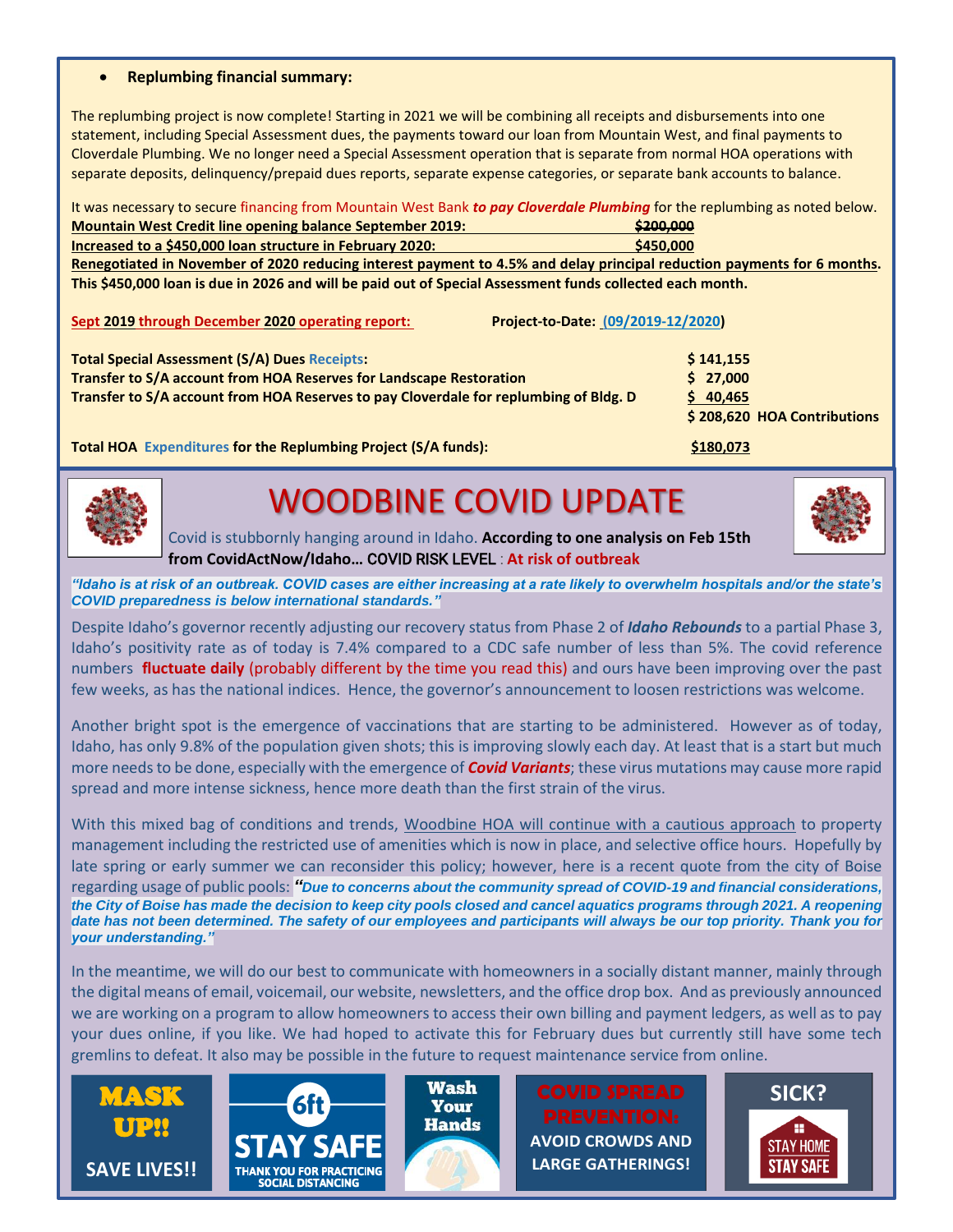- **Replumbing financial summary:**

The replumbing project is now complete! Starting in 2021 we will be combining all receipts and disbursements into one statement, including Special Assessment dues, the payments toward our loan from Mountain West, and final payments to Cloverdale Plumbing. We no longer need a Special Assessment operation that is separate from normal HOA operations with separate deposits, delinquency/prepaid dues reports, separate expense categories, or separate bank accounts to balance.

It was necessary to secure financing from Mountain West Bank ***to pay Cloverdale Plumbing*** for the replumbing as noted below.

**Mountain West Credit line opening balance September 2019:** ~~**$200,000**~~

**Increased to a $450,000 loan structure in February 2020:** **$450,000**

**Renegotiated in November of 2020 reducing interest payment to 4.5% and delay principal reduction payments for 6 months.**

**This $450,000 loan is due in 2026 and will be paid out of Special Assessment funds collected each month.**

**Sept 2019 through December 2020 operating report:** **Project-to-Date: (09/2019-12/2020)**

| | |
|---|---|
| **Total Special Assessment (S/A) Dues Receipts:** | **$ 141,155** |
| **Transfer to S/A account from HOA Reserves for Landscape Restoration** | **$ 27,000** |
| **Transfer to S/A account from HOA Reserves to pay Cloverdale for replumbing of Bldg. D** | **$ 40,465** |
| | **$ 208,620 HOA Contributions** |
| **Total HOA Expenditures for the Replumbing Project (S/A funds):** | **$180,073** |

# WOODBINE COVID UPDATE

Covid is stubbornly hanging around in Idaho. **According to one analysis on Feb 15th from CovidActNow/Idaho…** COVID RISK LEVEL : **At risk of outbreak**

***"Idaho is at risk of an outbreak. COVID cases are either increasing at a rate likely to overwhelm hospitals and/or the state's COVID preparedness is below international standards."***

Despite Idaho's governor recently adjusting our recovery status from Phase 2 of ***Idaho Rebounds*** to a partial Phase 3, Idaho's positivity rate as of today is 7.4% compared to a CDC safe number of less than 5%. The covid reference numbers **fluctuate daily** (probably different by the time you read this) and ours have been improving over the past few weeks, as has the national indices. Hence, the governor's announcement to loosen restrictions was welcome.

Another bright spot is the emergence of vaccinations that are starting to be administered. However as of today, Idaho, has only 9.8% of the population given shots; this is improving slowly each day. At least that is a start but much more needs to be done, especially with the emergence of ***Covid Variants***; these virus mutations may cause more rapid spread and more intense sickness, hence more death than the first strain of the virus.

With this mixed bag of conditions and trends, Woodbine HOA will continue with a cautious approach to property management including the restricted use of amenities which is now in place, and selective office hours. Hopefully by late spring or early summer we can reconsider this policy; however, here is a recent quote from the city of Boise regarding usage of public pools: ***"Due to concerns about the community spread of COVID-19 and financial considerations, the City of Boise has made the decision to keep city pools closed and cancel aquatics programs through 2021. A reopening date has not been determined. The safety of our employees and participants will always be our top priority. Thank you for your understanding."***

In the meantime, we will do our best to communicate with homeowners in a socially distant manner, mainly through the digital means of email, voicemail, our website, newsletters, and the office drop box. And as previously announced we are working on a program to allow homeowners to access their own billing and payment ledgers, as well as to pay your dues online, if you like. We had hoped to activate this for February dues but currently still have some tech gremlins to defeat. It also may be possible in the future to request maintenance service from online.

**MASK UP!! SAVE LIVES!!**

**6ft STAY SAFE** THANK YOU FOR PRACTICING SOCIAL DISTANCING

**Wash Your Hands**

**COVID SPREAD PREVENTION: AVOID CROWDS AND LARGE GATHERINGS!**

**SICK? STAY HOME STAY SAFE**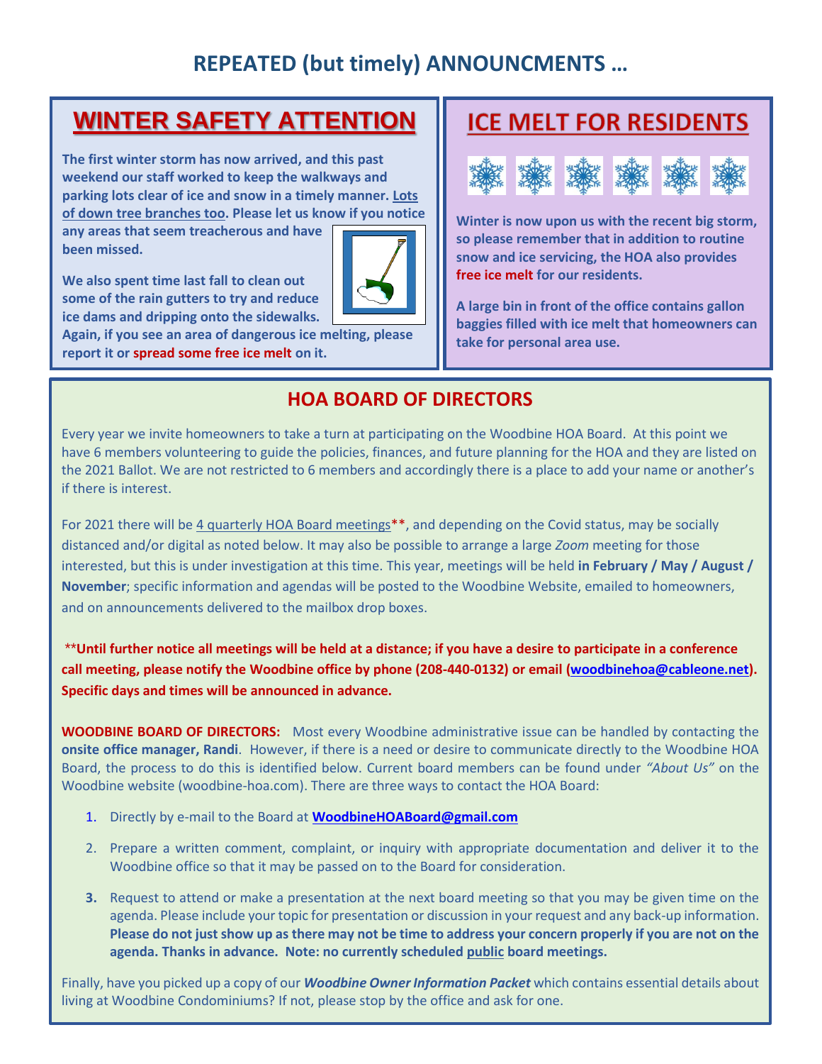# REPEATED (but timely) ANNOUNCMENTS …

## WINTER SAFETY ATTENTION

**The first winter storm has now arrived, and this past weekend our staff worked to keep the walkways and parking lots clear of ice and snow in a timely manner. Lots of down tree branches too. Please let us know if you notice any areas that seem treacherous and have been missed.**

**We also spent time last fall to clean out some of the rain gutters to try and reduce ice dams and dripping onto the sidewalks. Again, if you see an area of dangerous ice melting, please report it or spread some free ice melt on it.**

## ICE MELT FOR RESIDENTS

**Winter is now upon us with the recent big storm, so please remember that in addition to routine snow and ice servicing, the HOA also provides free ice melt for our residents.**

**A large bin in front of the office contains gallon baggies filled with ice melt that homeowners can take for personal area use.**

## HOA BOARD OF DIRECTORS

Every year we invite homeowners to take a turn at participating on the Woodbine HOA Board. At this point we have 6 members volunteering to guide the policies, finances, and future planning for the HOA and they are listed on the 2021 Ballot. We are not restricted to 6 members and accordingly there is a place to add your name or another's if there is interest.

For 2021 there will be 4 quarterly HOA Board meetings**, and depending on the Covid status, may be socially distanced and/or digital as noted below. It may also be possible to arrange a large *Zoom* meeting for those interested, but this is under investigation at this time. This year, meetings will be held **in February / May / August / November**; specific information and agendas will be posted to the Woodbine Website, emailed to homeowners, and on announcements delivered to the mailbox drop boxes.

****Until further notice all meetings will be held at a distance; if you have a desire to participate in a conference call meeting, please notify the Woodbine office by phone (208-440-0132) or email (woodbinehoa@cableone.net). Specific days and times will be announced in advance.**

**WOODBINE BOARD OF DIRECTORS:** Most every Woodbine administrative issue can be handled by contacting the **onsite office manager, Randi**. However, if there is a need or desire to communicate directly to the Woodbine HOA Board, the process to do this is identified below. Current board members can be found under *"About Us"* on the Woodbine website (woodbine-hoa.com). There are three ways to contact the HOA Board:

1. Directly by e-mail to the Board at **WoodbineHOABoard@gmail.com**
2. Prepare a written comment, complaint, or inquiry with appropriate documentation and deliver it to the Woodbine office so that it may be passed on to the Board for consideration.
3. Request to attend or make a presentation at the next board meeting so that you may be given time on the agenda. Please include your topic for presentation or discussion in your request and any back-up information. **Please do not just show up as there may not be time to address your concern properly if you are not on the agenda. Thanks in advance. Note: no currently scheduled public board meetings.**

Finally, have you picked up a copy of our ***Woodbine Owner Information Packet*** which contains essential details about living at Woodbine Condominiums? If not, please stop by the office and ask for one.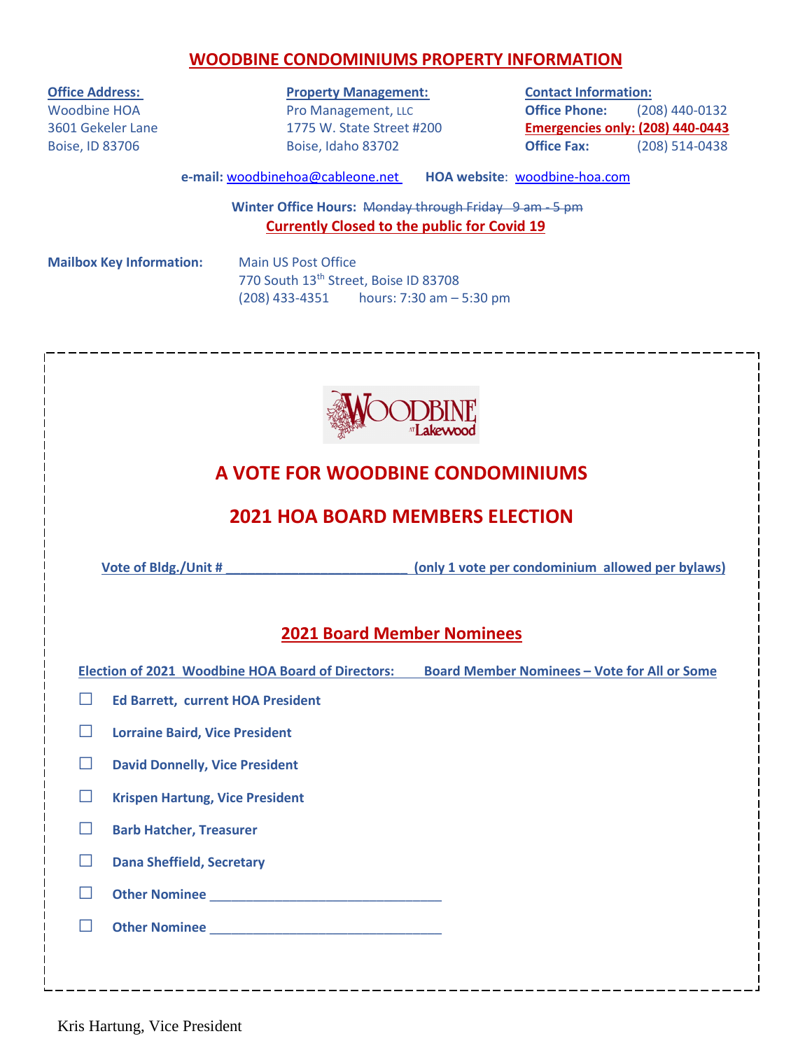# WOODBINE CONDOMINIUMS PROPERTY INFORMATION

**Office Address:**
Woodbine HOA
3601 Gekeler Lane
Boise, ID 83706

**Property Management:**
Pro Management, LLC
1775 W. State Street #200
Boise, Idaho 83702

**Contact Information:**
**Office Phone:** (208) 440-0132
**Emergencies only: (208) 440-0443**
**Office Fax:** (208) 514-0438

**e-mail:** woodbinehoa@cableone.net **HOA website**: woodbine-hoa.com

**Winter Office Hours:** ~~Monday through Friday 9 am - 5 pm~~
**Currently Closed to the public for Covid 19**

**Mailbox Key Information:** Main US Post Office
770 South 13th Street, Boise ID 83708
(208) 433-4351 hours: 7:30 am – 5:30 pm

---

WOODBINE at Lakewood

## A VOTE FOR WOODBINE CONDOMINIUMS

## 2021 HOA BOARD MEMBERS ELECTION

**Vote of Bldg./Unit # __________________________ (only 1 vote per condominium allowed per bylaws)**

### 2021 Board Member Nominees

**Election of 2021 Woodbine HOA Board of Directors: Board Member Nominees – Vote for All or Some**

- ☐ **Ed Barrett, current HOA President**
- ☐ **Lorraine Baird, Vice President**
- ☐ **David Donnelly, Vice President**
- ☐ **Krispen Hartung, Vice President**
- ☐ **Barb Hatcher, Treasurer**
- ☐ **Dana Sheffield, Secretary**
- ☐ **Other Nominee** _________________________________
- ☐ **Other Nominee** _________________________________

---

Kris Hartung, Vice President